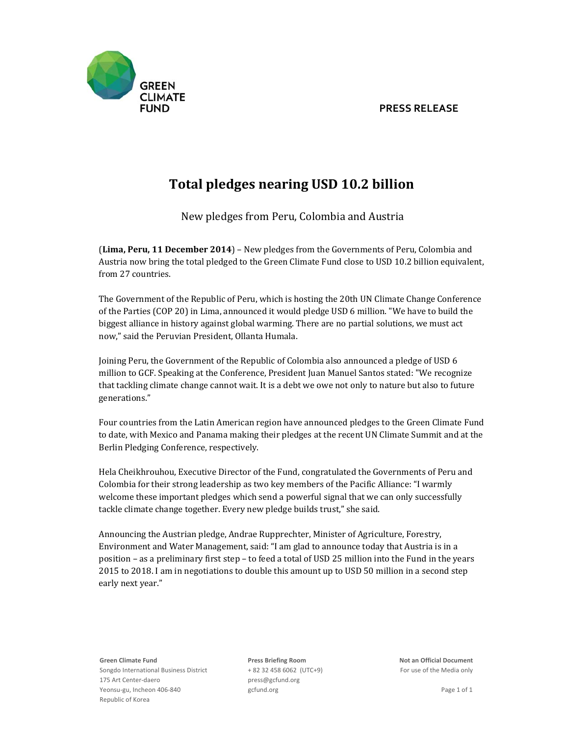**GREEN CLIMATE FUND**

**PRESS RELEASE**

# Total pledges nearing USD 10.2 billion

New pledges from Peru, Colombia and Austria

(**Lima, Peru, 11 December 2014**) – New pledges from the Governments of Peru, Colombia and Austria now bring the total pledged to the Green Climate Fund close to USD 10.2 billion equivalent, from 27 countries.

The Government of the Republic of Peru, which is hosting the 20th UN Climate Change Conference of the Parties (COP 20) in Lima, announced it would pledge USD 6 million. "We have to build the biggest alliance in history against global warming. There are no partial solutions, we must act now," said the Peruvian President, Ollanta Humala.

Joining Peru, the Government of the Republic of Colombia also announced a pledge of USD 6 million to GCF. Speaking at the Conference, President Juan Manuel Santos stated: "We recognize that tackling climate change cannot wait. It is a debt we owe not only to nature but also to future generations."

Four countries from the Latin American region have announced pledges to the Green Climate Fund to date, with Mexico and Panama making their pledges at the recent UN Climate Summit and at the Berlin Pledging Conference, respectively.

Hela Cheikhrouhou, Executive Director of the Fund, congratulated the Governments of Peru and Colombia for their strong leadership as two key members of the Pacific Alliance: "I warmly welcome these important pledges which send a powerful signal that we can only successfully tackle climate change together. Every new pledge builds trust," she said.

Announcing the Austrian pledge, Andrae Rupprechter, Minister of Agriculture, Forestry, Environment and Water Management, said: "I am glad to announce today that Austria is in a position – as a preliminary first step – to feed a total of USD 25 million into the Fund in the years 2015 to 2018. I am in negotiations to double this amount up to USD 50 million in a second step early next year."

**Green Climate Fund**
Songdo International Business District
175 Art Center-daero
Yeonsu-gu, Incheon 406-840
Republic of Korea

**Press Briefing Room**
+ 82 32 458 6062 (UTC+9)
press@gcfund.org
gcfund.org

**Not an Official Document**
For use of the Media only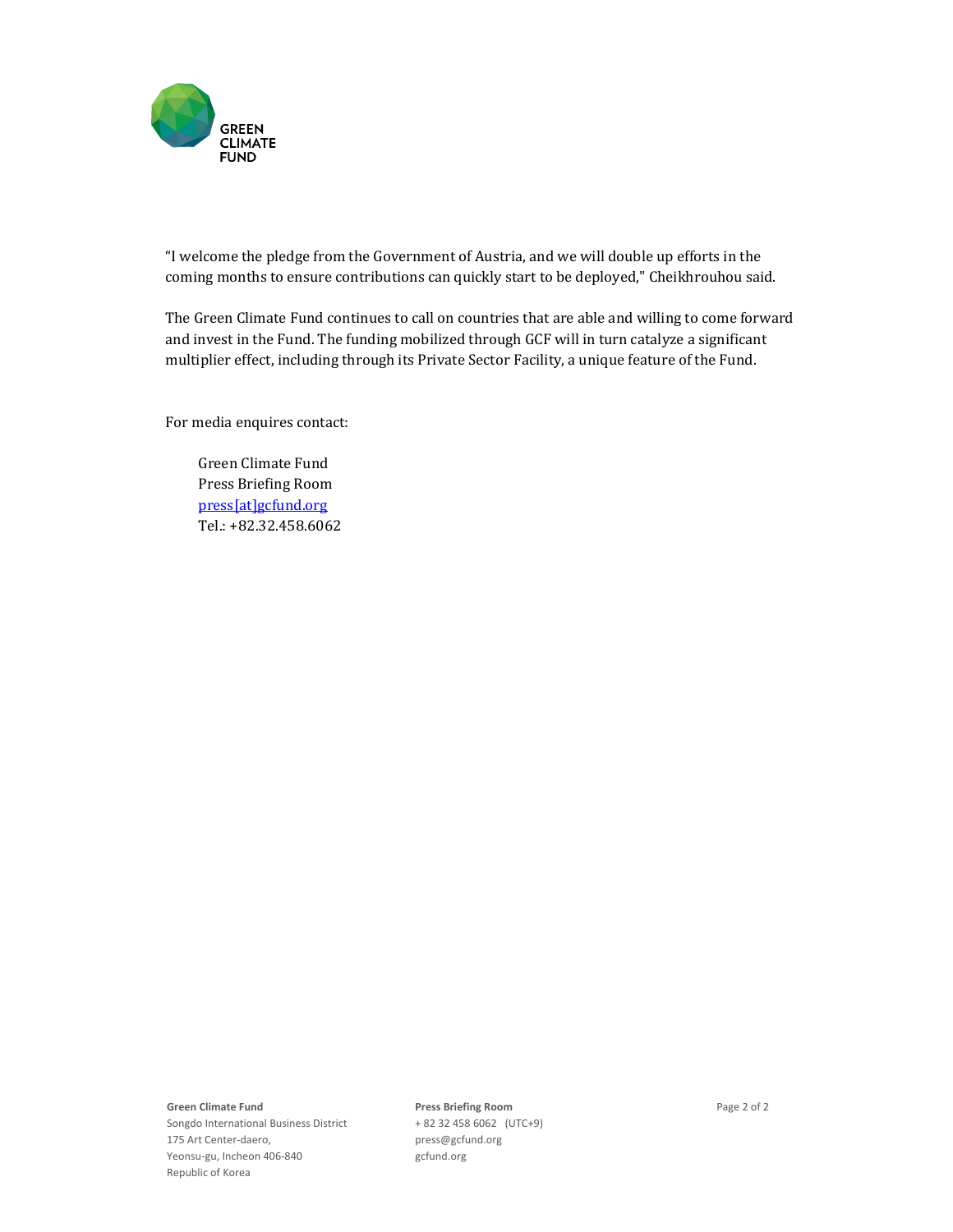“I welcome the pledge from the Government of Austria, and we will double up efforts in the coming months to ensure contributions can quickly start to be deployed," Cheikhrouhou said.

The Green Climate Fund continues to call on countries that are able and willing to come forward and invest in the Fund. The funding mobilized through GCF will in turn catalyze a significant multiplier effect, including through its Private Sector Facility, a unique feature of the Fund.

For media enquires contact:

Green Climate Fund  
Press Briefing Room  
press[at]gcfund.org  
Tel.: +82.32.458.6062